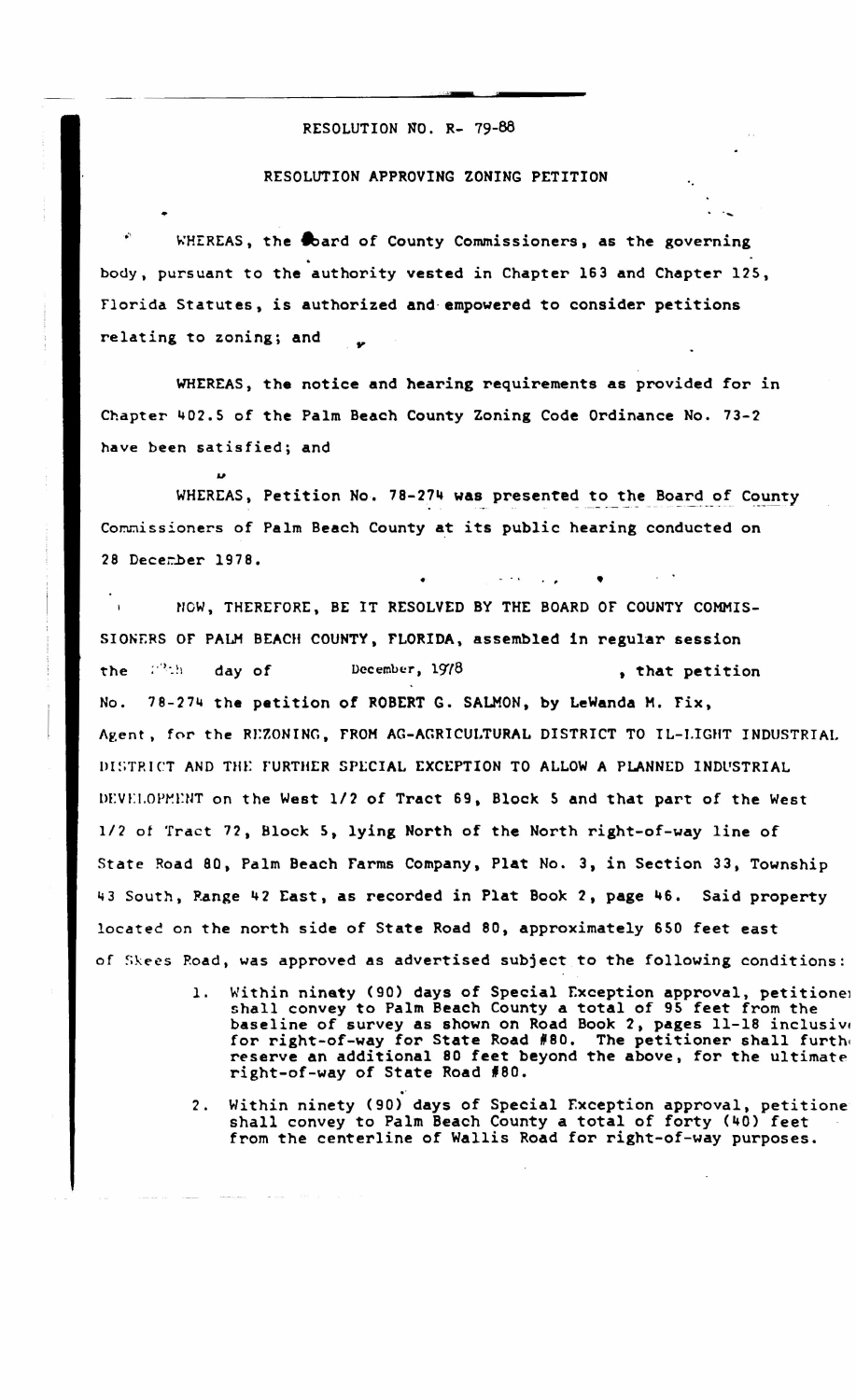RESOLUTION NO. R- 79-88

RESOLUTION APPROVING ZONING PETITION

WHEREAS, the Board of County Commissioners, as the governing body, pursuant to the authority vested in Chapter 163 and Chapter 125, Florida Statutes, is authorized and empowered to consider petitions relating to zoning; and

WHEREAS, the notice and hearing requirements as provided for in Chapter 402.5 of the Palm Beach County Zoning Code Ordinance No. 73-2 have been satisfied; and

WHEREAS, Petition No. 78-274 was presented to the Board of County Commissioners of Palm Beach County at its public hearing conducted on 28 December 1978.

NOW, THEREFORE, BE IT RESOLVED BY THE BOARD OF COUNTY COMMISSIONERS OF PALM BEACH COUNTY, FLORIDA, assembled in regular session the 28th day of December, 1978, that petition No. 78-274 the petition of ROBERT G. SALMON, by LeWanda M. Fix, Agent, for the REZONING, FROM AG-AGRICULTURAL DISTRICT TO IL-LIGHT INDUSTRIAL DISTRICT AND THE FURTHER SPECIAL EXCEPTION TO ALLOW A PLANNED INDUSTRIAL DEVELOPMENT on the West 1/2 of Tract 69, Block 5 and that part of the West 1/2 of Tract 72, Block 5, lying North of the North right-of-way line of State Road 80, Palm Beach Farms Company, Plat No. 3, in Section 33, Township 43 South, Range 42 East, as recorded in Plat Book 2, page 46. Said property located on the north side of State Road 80, approximately 650 feet east of Skees Road, was approved as advertised subject to the following conditions:

1. Within ninety (90) days of Special Exception approval, petitioner shall convey to Palm Beach County a total of 95 feet from the baseline of survey as shown on Road Book 2, pages 11-18 inclusive for right-of-way for State Road #80. The petitioner shall further reserve an additional 80 feet beyond the above, for the ultimate right-of-way of State Road #80.

2. Within ninety (90) days of Special Exception approval, petitioner shall convey to Palm Beach County a total of forty (40) feet from the centerline of Wallis Road for right-of-way purposes.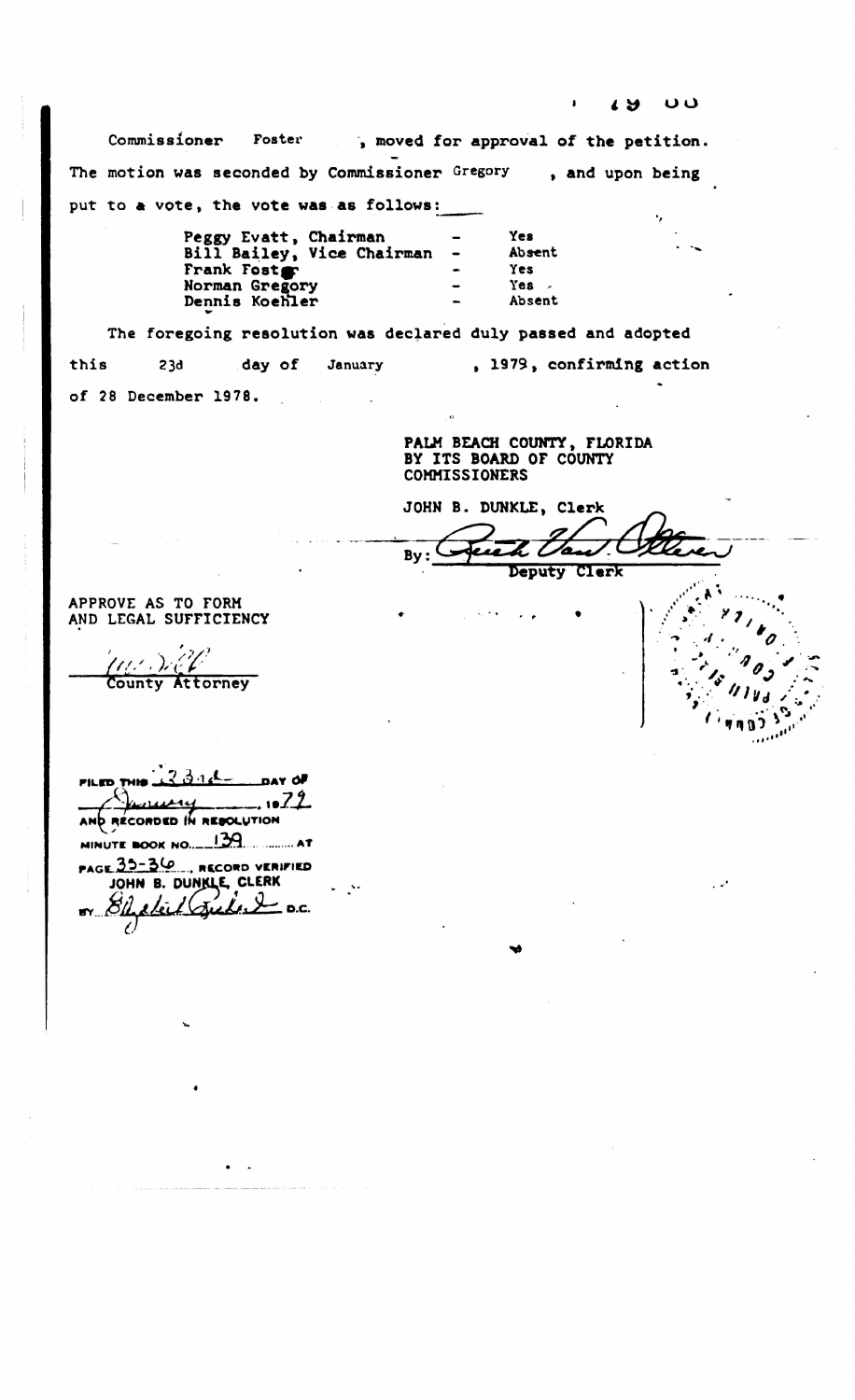Commissioner Foster, moved for approval of the petition. The motion was seconded by Commissioner Gregory, and upon being put to a vote, the vote was as follows:

| | | |
|---|---|---|
| Peggy Evatt, Chairman | - | Yes |
| Bill Bailey, Vice Chairman | - | Absent |
| Frank Foster | - | Yes |
| Norman Gregory | - | Yes |
| Dennis Koehler | - | Absent |

The foregoing resolution was declared duly passed and adopted this 23d day of January, 1979, confirming action of 28 December 1978.

PALM BEACH COUNTY, FLORIDA
BY ITS BOARD OF COUNTY
COMMISSIONERS

JOHN B. DUNKLE, Clerk

By: ______________________
Deputy Clerk

APPROVE AS TO FORM
AND LEGAL SUFFICIENCY

______________________
County Attorney

FILED THIS 23rd DAY OF January, 1979
AND RECORDED IN RESOLUTION
MINUTE BOOK NO. 139 AT
PAGE 35-36, RECORD VERIFIED
JOHN B. DUNKLE, CLERK
BY ______________________ D.C.